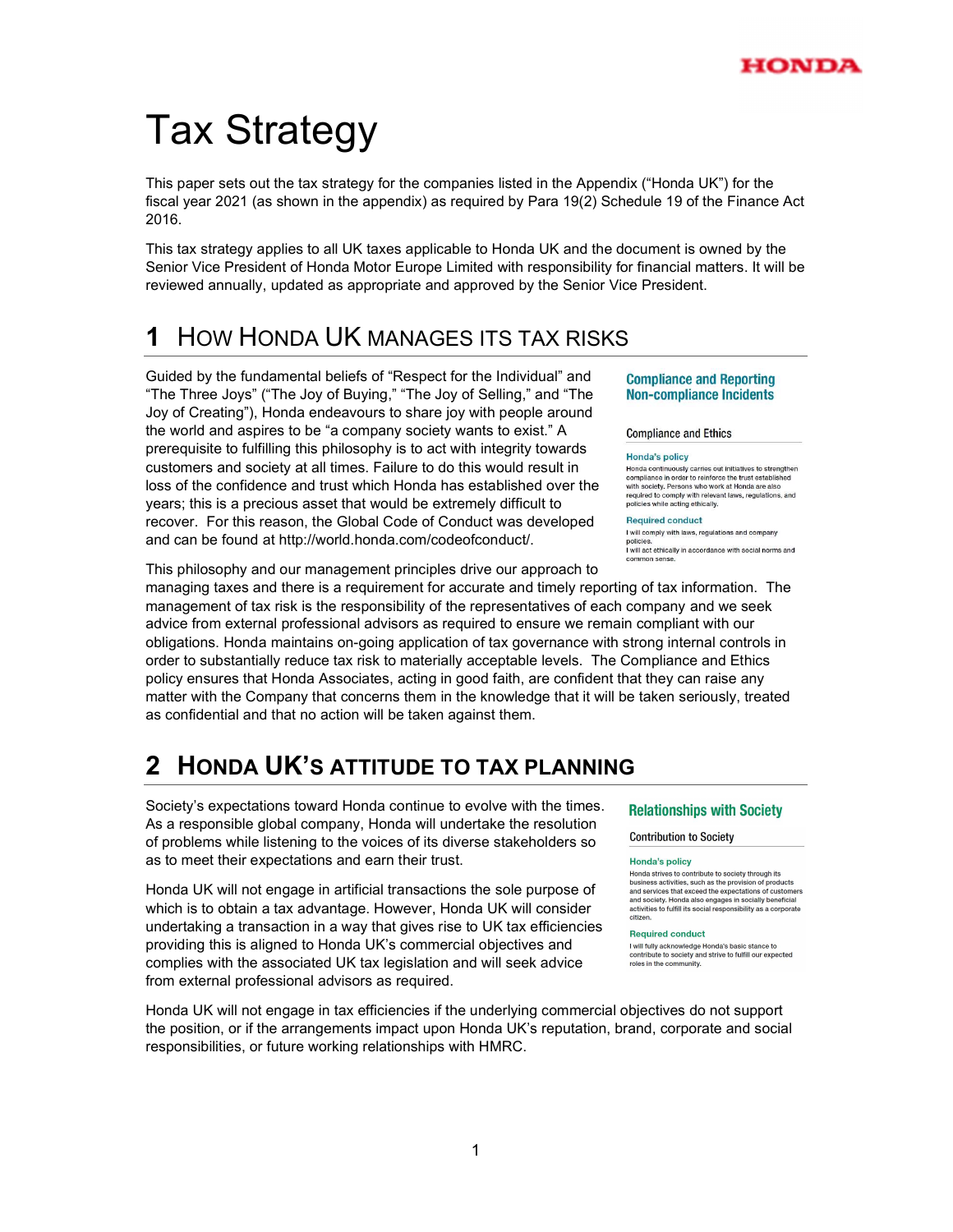# Tax Strategy

This paper sets out the tax strategy for the companies listed in the Appendix ("Honda UK") for the fiscal year 2021 (as shown in the appendix) as required by Para 19(2) Schedule 19 of the Finance Act 2016.

This tax strategy applies to all UK taxes applicable to Honda UK and the document is owned by the Senior Vice President of Honda Motor Europe Limited with responsibility for financial matters. It will be reviewed annually, updated as appropriate and approved by the Senior Vice President.

## 1 How Honda UK manages its tax risks

Guided by the fundamental beliefs of "Respect for the Individual" and "The Three Joys" ("The Joy of Buying," "The Joy of Selling," and "The Joy of Creating"), Honda endeavours to share joy with people around the world and aspires to be "a company society wants to exist." A prerequisite to fulfilling this philosophy is to act with integrity towards customers and society at all times. Failure to do this would result in loss of the confidence and trust which Honda has established over the years; this is a precious asset that would be extremely difficult to recover. For this reason, the Global Code of Conduct was developed and can be found at http://world.honda.com/codeofconduct/.

> **Compliance and Reporting Non-compliance Incidents**
>
> Compliance and Ethics
>
> **Honda's policy**
> Honda continuously carries out initiatives to strengthen compliance in order to reinforce the trust established with society. Persons who work at Honda are also required to comply with relevant laws, regulations, and policies while acting ethically.
>
> **Required conduct**
> I will comply with laws, regulations and company policies.
> I will act ethically in accordance with social norms and common sense.

This philosophy and our management principles drive our approach to managing taxes and there is a requirement for accurate and timely reporting of tax information. The management of tax risk is the responsibility of the representatives of each company and we seek advice from external professional advisors as required to ensure we remain compliant with our obligations. Honda maintains on-going application of tax governance with strong internal controls in order to substantially reduce tax risk to materially acceptable levels. The Compliance and Ethics policy ensures that Honda Associates, acting in good faith, are confident that they can raise any matter with the Company that concerns them in the knowledge that it will be taken seriously, treated as confidential and that no action will be taken against them.

## 2 Honda UK's attitude to tax planning

Society's expectations toward Honda continue to evolve with the times. As a responsible global company, Honda will undertake the resolution of problems while listening to the voices of its diverse stakeholders so as to meet their expectations and earn their trust.

> **Relationships with Society**
>
> Contribution to Society
>
> **Honda's policy**
> Honda strives to contribute to society through its business activities, such as the provision of products and services that exceed the expectations of customers and society. Honda also engages in socially beneficial activities to fulfill its social responsibility as a corporate citizen.
>
> **Required conduct**
> I will fully acknowledge Honda's basic stance to contribute to society and strive to fulfill our expected roles in the community.

Honda UK will not engage in artificial transactions the sole purpose of which is to obtain a tax advantage. However, Honda UK will consider undertaking a transaction in a way that gives rise to UK tax efficiencies providing this is aligned to Honda UK's commercial objectives and complies with the associated UK tax legislation and will seek advice from external professional advisors as required.

Honda UK will not engage in tax efficiencies if the underlying commercial objectives do not support the position, or if the arrangements impact upon Honda UK's reputation, brand, corporate and social responsibilities, or future working relationships with HMRC.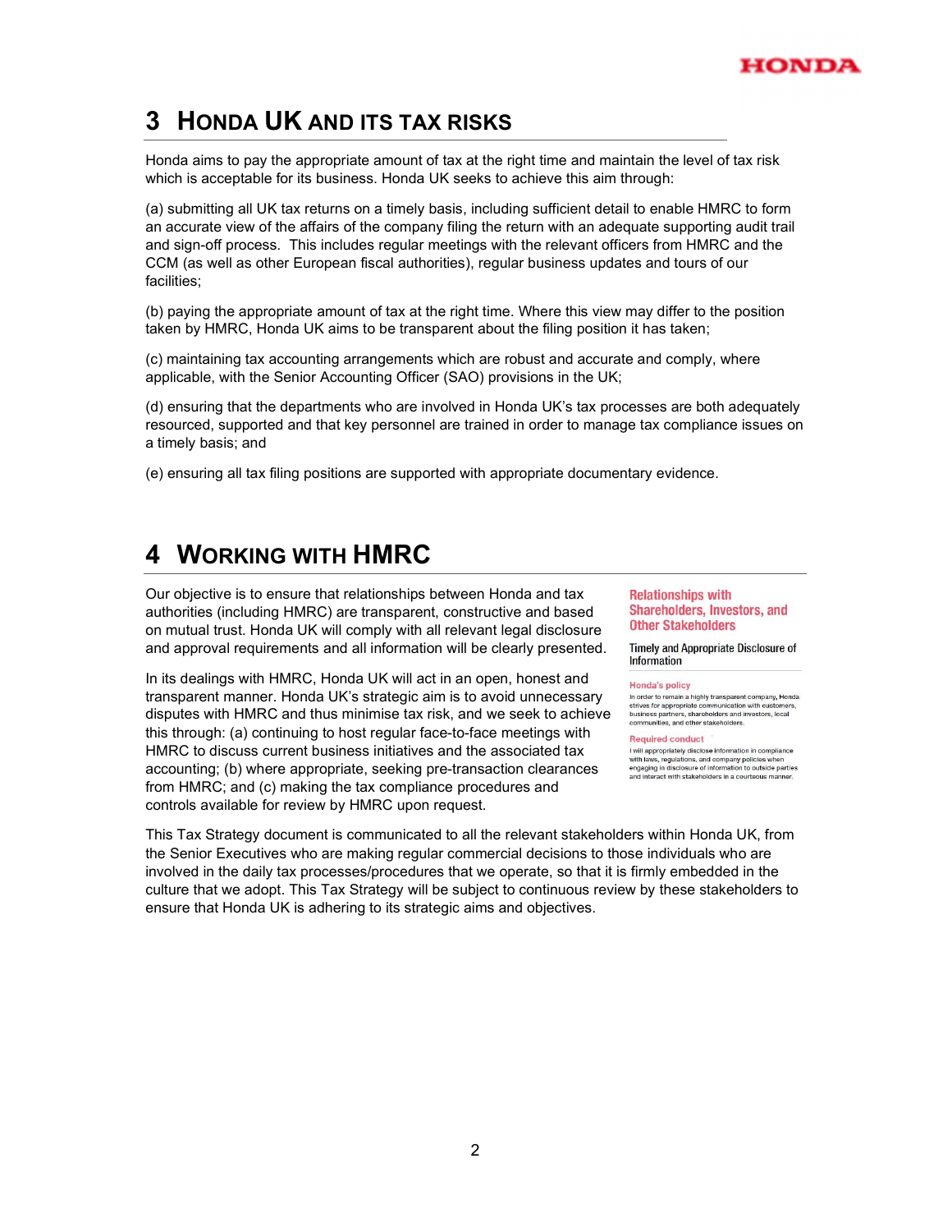## 3 Honda UK and its Tax Risks

Honda aims to pay the appropriate amount of tax at the right time and maintain the level of tax risk which is acceptable for its business. Honda UK seeks to achieve this aim through:

(a) submitting all UK tax returns on a timely basis, including sufficient detail to enable HMRC to form an accurate view of the affairs of the company filing the return with an adequate supporting audit trail and sign-off process. This includes regular meetings with the relevant officers from HMRC and the CCM (as well as other European fiscal authorities), regular business updates and tours of our facilities;

(b) paying the appropriate amount of tax at the right time. Where this view may differ to the position taken by HMRC, Honda UK aims to be transparent about the filing position it has taken;

(c) maintaining tax accounting arrangements which are robust and accurate and comply, where applicable, with the Senior Accounting Officer (SAO) provisions in the UK;

(d) ensuring that the departments who are involved in Honda UK's tax processes are both adequately resourced, supported and that key personnel are trained in order to manage tax compliance issues on a timely basis; and

(e) ensuring all tax filing positions are supported with appropriate documentary evidence.

## 4 Working with HMRC

Our objective is to ensure that relationships between Honda and tax authorities (including HMRC) are transparent, constructive and based on mutual trust. Honda UK will comply with all relevant legal disclosure and approval requirements and all information will be clearly presented.

In its dealings with HMRC, Honda UK will act in an open, honest and transparent manner. Honda UK's strategic aim is to avoid unnecessary disputes with HMRC and thus minimise tax risk, and we seek to achieve this through: (a) continuing to host regular face-to-face meetings with HMRC to discuss current business initiatives and the associated tax accounting; (b) where appropriate, seeking pre-transaction clearances from HMRC; and (c) making the tax compliance procedures and controls available for review by HMRC upon request.

**Relationships with Shareholders, Investors, and Other Stakeholders**

Timely and Appropriate Disclosure of Information

**Honda's policy**

In order to remain a highly transparent company, Honda strives for appropriate communication with customers, business partners, shareholders and investors, local communities, and other stakeholders.

**Required conduct**

I will appropriately disclose information in compliance with laws, regulations, and company policies when engaging in disclosure of information to outside parties and interact with stakeholders in a courteous manner.

This Tax Strategy document is communicated to all the relevant stakeholders within Honda UK, from the Senior Executives who are making regular commercial decisions to those individuals who are involved in the daily tax processes/procedures that we operate, so that it is firmly embedded in the culture that we adopt. This Tax Strategy will be subject to continuous review by these stakeholders to ensure that Honda UK is adhering to its strategic aims and objectives.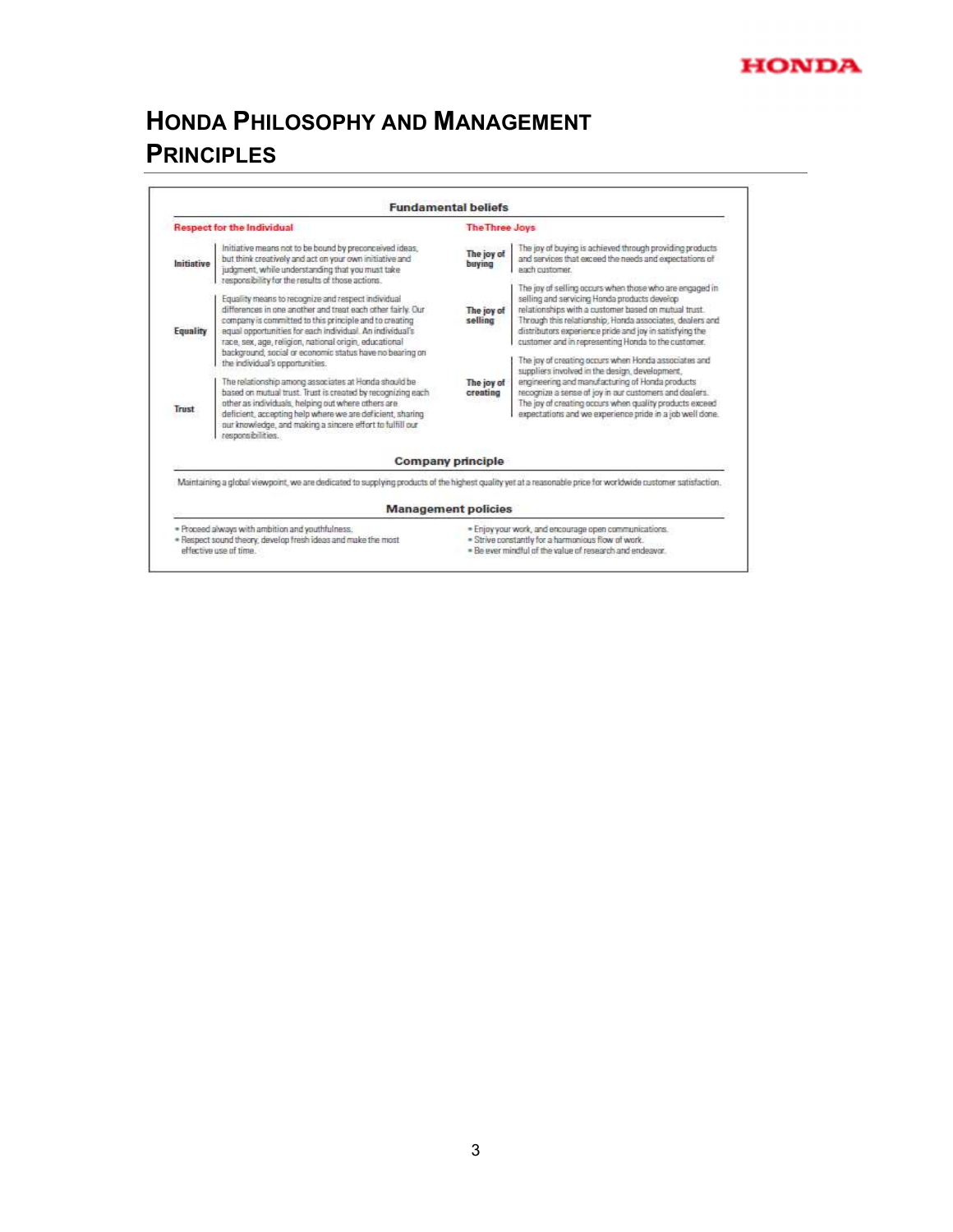# Honda Philosophy and Management Principles

## Fundamental beliefs

### Respect for the Individual

**Initiative**
Initiative means not to be bound by preconceived ideas, but think creatively and act on your own initiative and judgment, while understanding that you must take responsibility for the results of those actions.

**Equality**
Equality means to recognize and respect individual differences in one another and treat each other fairly. Our company is committed to this principle and to creating equal opportunities for each individual. An individual's race, sex, age, religion, national origin, educational background, social or economic status have no bearing on the individual's opportunities.

**Trust**
The relationship among associates at Honda should be based on mutual trust. Trust is created by recognizing each other as individuals, helping out where others are deficient, accepting help where we are deficient, sharing our knowledge, and making a sincere effort to fulfill our responsibilities.

### The Three Joys

**The joy of buying**
The joy of buying is achieved through providing products and services that exceed the needs and expectations of each customer.

**The joy of selling**
The joy of selling occurs when those who are engaged in selling and servicing Honda products develop relationships with a customer based on mutual trust. Through this relationship, Honda associates, dealers and distributors experience pride and joy in satisfying the customer and in representing Honda to the customer.

**The joy of creating**
The joy of creating occurs when Honda associates and suppliers involved in the design, development, engineering and manufacturing of Honda products recognize a sense of joy in our customers and dealers. The joy of creating occurs when quality products exceed expectations and we experience pride in a job well done.

## Company principle

Maintaining a global viewpoint, we are dedicated to supplying products of the highest quality yet at a reasonable price for worldwide customer satisfaction.

## Management policies

- Proceed always with ambition and youthfulness.
- Respect sound theory, develop fresh ideas and make the most effective use of time.
- Enjoy your work, and encourage open communications.
- Strive constantly for a harmonious flow of work.
- Be ever mindful of the value of research and endeavor.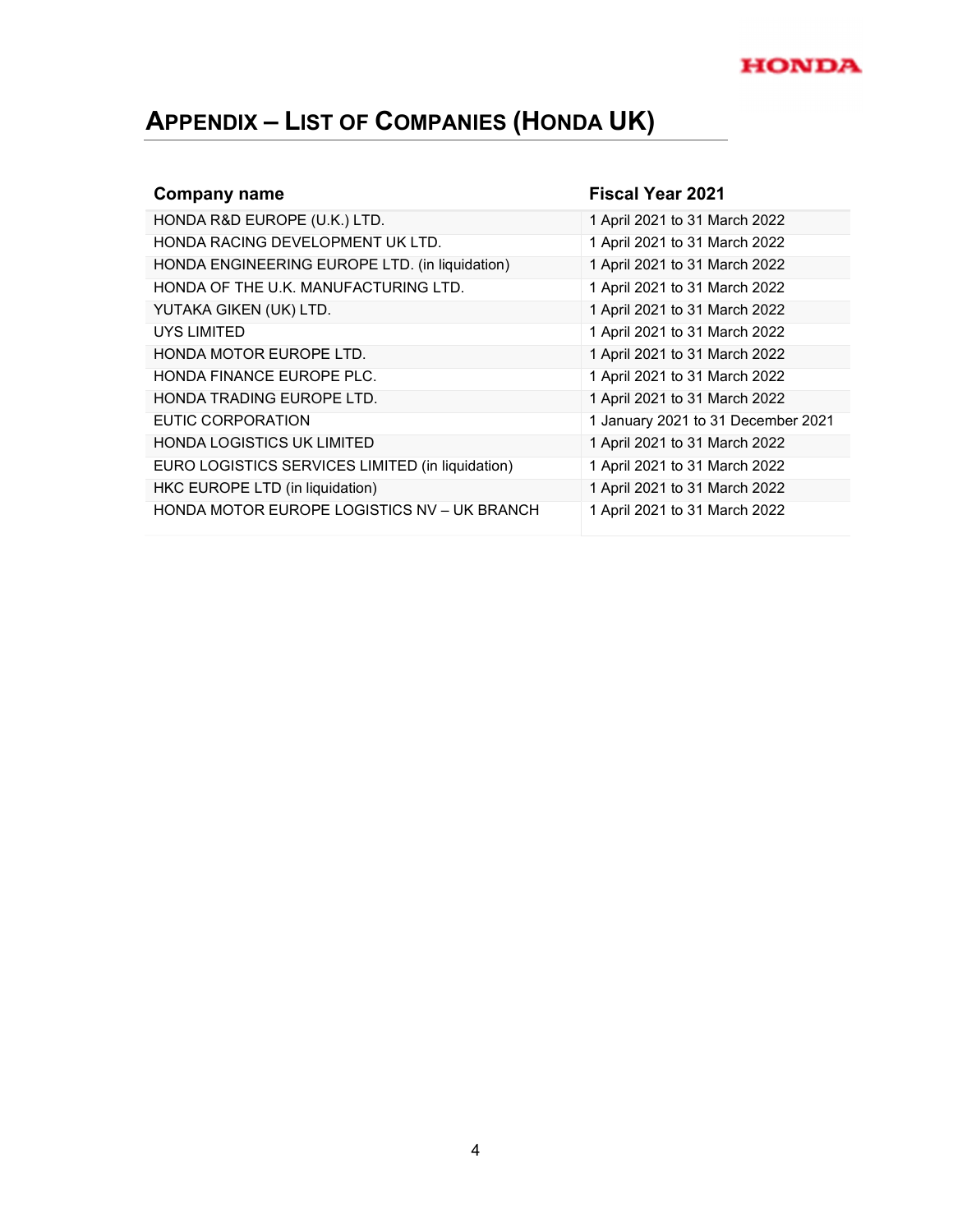## APPENDIX – LIST OF COMPANIES (HONDA UK)

| Company name | Fiscal Year 2021 |
|---|---|
| HONDA R&D EUROPE (U.K.) LTD. | 1 April 2021 to 31 March 2022 |
| HONDA RACING DEVELOPMENT UK LTD. | 1 April 2021 to 31 March 2022 |
| HONDA ENGINEERING EUROPE LTD. (in liquidation) | 1 April 2021 to 31 March 2022 |
| HONDA OF THE U.K. MANUFACTURING LTD. | 1 April 2021 to 31 March 2022 |
| YUTAKA GIKEN (UK) LTD. | 1 April 2021 to 31 March 2022 |
| UYS LIMITED | 1 April 2021 to 31 March 2022 |
| HONDA MOTOR EUROPE LTD. | 1 April 2021 to 31 March 2022 |
| HONDA FINANCE EUROPE PLC. | 1 April 2021 to 31 March 2022 |
| HONDA TRADING EUROPE LTD. | 1 April 2021 to 31 March 2022 |
| EUTIC CORPORATION | 1 January 2021 to 31 December 2021 |
| HONDA LOGISTICS UK LIMITED | 1 April 2021 to 31 March 2022 |
| EURO LOGISTICS SERVICES LIMITED (in liquidation) | 1 April 2021 to 31 March 2022 |
| HKC EUROPE LTD (in liquidation) | 1 April 2021 to 31 March 2022 |
| HONDA MOTOR EUROPE LOGISTICS NV – UK BRANCH | 1 April 2021 to 31 March 2022 |